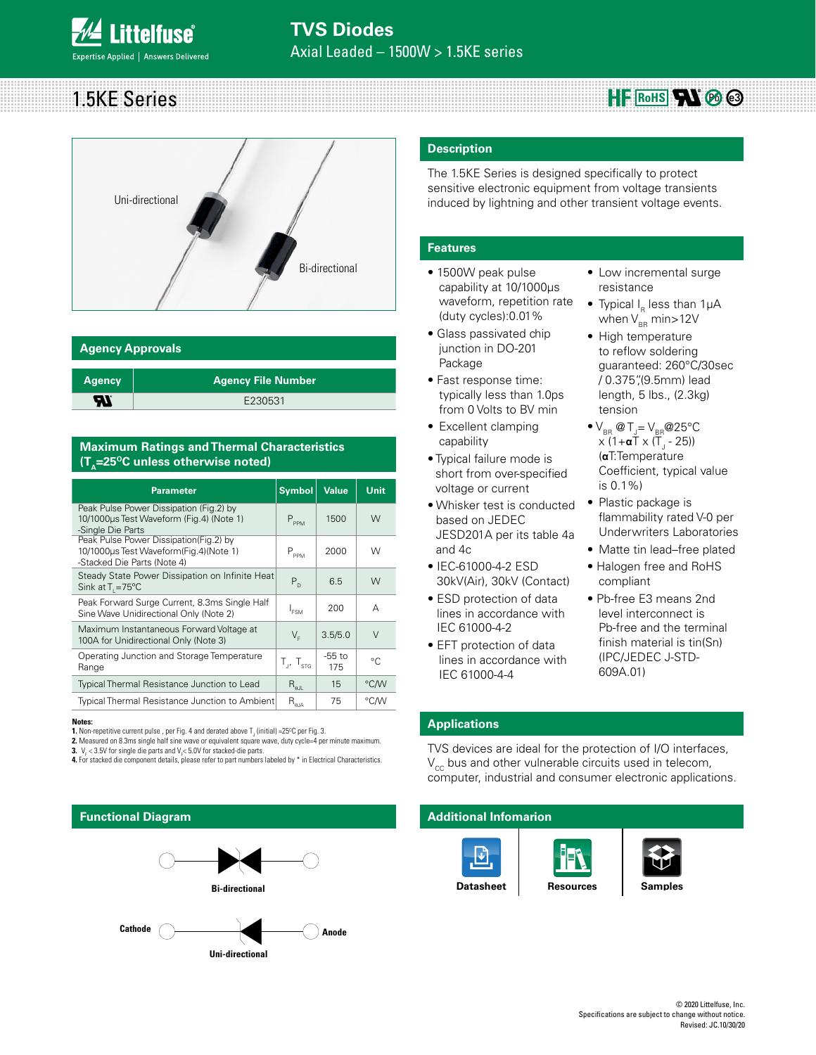# TVS Diodes

Axial Leaded – 1500W > 1.5KE series

# 1.5KE Series

Uni-directional

Bi-directional

## Description

The 1.5KE Series is designed specifically to protect sensitive electronic equipment from voltage transients induced by lightning and other transient voltage events.

## Features

- 1500W peak pulse capability at 10/1000μs waveform, repetition rate (duty cycles):0.01%
- Glass passivated chip junction in DO-201 Package
- Fast response time: typically less than 1.0ps from 0 Volts to BV min
- Excellent clamping capability
- Typical failure mode is short from over-specified voltage or current
- Whisker test is conducted based on JEDEC JESD201A per its table 4a and 4c
- IEC-61000-4-2 ESD 30kV(Air), 30kV (Contact)
- ESD protection of data lines in accordance with IEC 61000-4-2
- EFT protection of data lines in accordance with IEC 61000-4-4
- Low incremental surge resistance
- Typical $I_R$ less than 1μA when $V_{BR}$ min>12V
- High temperature to reflow soldering guaranteed: 260°C/30sec / 0.375",(9.5mm) lead length, 5 lbs., (2.3kg) tension
- $V_{BR}$ @ $T_J$= $V_{BR}$@25°C x (1+**α**T x ($T_J$ - 25)) (**α**T:Temperature Coefficient, typical value is 0.1%)
- Plastic package is flammability rated V-0 per Underwriters Laboratories
- Matte tin lead–free plated
- Halogen free and RoHS compliant
- Pb-free E3 means 2nd level interconnect is Pb-free and the terminal finish material is tin(Sn) (IPC/JEDEC J-STD-609A.01)

## Agency Approvals

| Agency | Agency File Number |
|---|---|
| UR | E230531 |

## Maximum Ratings and Thermal Characteristics ($T_A$=25°C unless otherwise noted)

| Parameter | Symbol | Value | Unit |
|---|---|---|---|
| Peak Pulse Power Dissipation (Fig.2) by 10/1000μs Test Waveform (Fig.4) (Note 1) -Single Die Parts | $P_{PPM}$ | 1500 | W |
| Peak Pulse Power Dissipation(Fig.2) by 10/1000μs Test Waveform(Fig.4)(Note 1) -Stacked Die Parts (Note 4) | $P_{PPM}$ | 2000 | W |
| Steady State Power Dissipation on Infinite Heat Sink at $T_L$=75°C | $P_D$ | 6.5 | W |
| Peak Forward Surge Current, 8.3ms Single Half Sine Wave Unidirectional Only (Note 2) | $I_{FSM}$ | 200 | A |
| Maximum Instantaneous Forward Voltage at 100A for Unidirectional Only (Note 3) | $V_F$ | 3.5/5.0 | V |
| Operating Junction and Storage Temperature Range | $T_J$, $T_{STG}$ | -55 to 175 | °C |
| Typical Thermal Resistance Junction to Lead | $R_{θJL}$ | 15 | °C/W |
| Typical Thermal Resistance Junction to Ambient | $R_{θJA}$ | 75 | °C/W |

**Notes:**

**1.** Non-repetitive current pulse , per Fig. 4 and derated above $T_J$ (initial) =25°C per Fig. 3.

**2.** Measured on 8.3ms single half sine wave or equivalent square wave, duty cycle=4 per minute maximum.

**3.** $V_F$ < 3.5V for single die parts and $V_F$< 5.0V for stacked-die parts.

**4.** For stacked die component details, please refer to part numbers labeled by * in Electrical Characteristics.

## Applications

TVS devices are ideal for the protection of I/O interfaces, $V_{CC}$ bus and other vulnerable circuits used in telecom, computer, industrial and consumer electronic applications.

## Functional Diagram

Bi-directional

Cathode — Anode

Uni-directional

## Additional Infomarion

Datasheet | Resources | Samples

© 2020 Littelfuse, Inc.
Specifications are subject to change without notice.
Revised: JC.10/30/20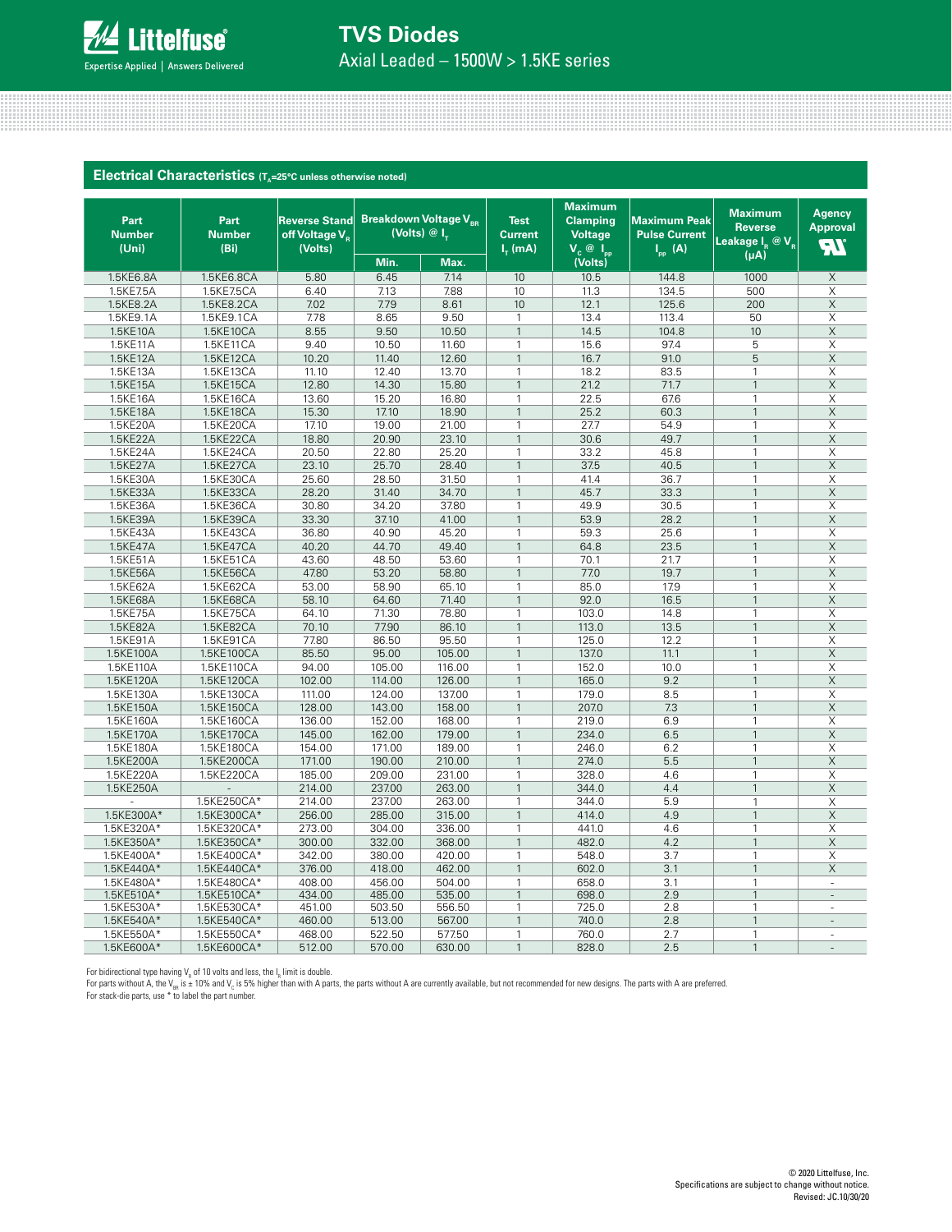## Electrical Characteristics ($T_A$=25°C unless otherwise noted)

| Part Number (Uni) | Part Number (Bi) | Reverse Stand off Voltage $V_R$ (Volts) | Breakdown Voltage $V_{BR}$ (Volts) @ $I_T$ | | Test Current $I_T$ (mA) | Maximum Clamping Voltage $V_C$ @ $I_{PP}$ (Volts) | Maximum Peak Pulse Current $I_{PP}$ (A) | Maximum Reverse Leakage $I_R$ @ $V_R$ (µA) | Agency Approval |
|---|---|---|---|---|---|---|---|---|---|
| | | | Min. | Max. | | | | | |
| 1.5KE6.8A | 1.5KE6.8CA | 5.80 | 6.45 | 7.14 | 10 | 10.5 | 144.8 | 1000 | X |
| 1.5KE7.5A | 1.5KE7.5CA | 6.40 | 7.13 | 7.88 | 10 | 11.3 | 134.5 | 500 | X |
| 1.5KE8.2A | 1.5KE8.2CA | 7.02 | 7.79 | 8.61 | 10 | 12.1 | 125.6 | 200 | X |
| 1.5KE9.1A | 1.5KE9.1CA | 7.78 | 8.65 | 9.50 | 1 | 13.4 | 113.4 | 50 | X |
| 1.5KE10A | 1.5KE10CA | 8.55 | 9.50 | 10.50 | 1 | 14.5 | 104.8 | 10 | X |
| 1.5KE11A | 1.5KE11CA | 9.40 | 10.50 | 11.60 | 1 | 15.6 | 97.4 | 5 | X |
| 1.5KE12A | 1.5KE12CA | 10.20 | 11.40 | 12.60 | 1 | 16.7 | 91.0 | 5 | X |
| 1.5KE13A | 1.5KE13CA | 11.10 | 12.40 | 13.70 | 1 | 18.2 | 83.5 | 1 | X |
| 1.5KE15A | 1.5KE15CA | 12.80 | 14.30 | 15.80 | 1 | 21.2 | 71.7 | 1 | X |
| 1.5KE16A | 1.5KE16CA | 13.60 | 15.20 | 16.80 | 1 | 22.5 | 67.6 | 1 | X |
| 1.5KE18A | 1.5KE18CA | 15.30 | 17.10 | 18.90 | 1 | 25.2 | 60.3 | 1 | X |
| 1.5KE20A | 1.5KE20CA | 17.10 | 19.00 | 21.00 | 1 | 27.7 | 54.9 | 1 | X |
| 1.5KE22A | 1.5KE22CA | 18.80 | 20.90 | 23.10 | 1 | 30.6 | 49.7 | 1 | X |
| 1.5KE24A | 1.5KE24CA | 20.50 | 22.80 | 25.20 | 1 | 33.2 | 45.8 | 1 | X |
| 1.5KE27A | 1.5KE27CA | 23.10 | 25.70 | 28.40 | 1 | 37.5 | 40.5 | 1 | X |
| 1.5KE30A | 1.5KE30CA | 25.60 | 28.50 | 31.50 | 1 | 41.4 | 36.7 | 1 | X |
| 1.5KE33A | 1.5KE33CA | 28.20 | 31.40 | 34.70 | 1 | 45.7 | 33.3 | 1 | X |
| 1.5KE36A | 1.5KE36CA | 30.80 | 34.20 | 37.80 | 1 | 49.9 | 30.5 | 1 | X |
| 1.5KE39A | 1.5KE39CA | 33.30 | 37.10 | 41.00 | 1 | 53.9 | 28.2 | 1 | X |
| 1.5KE43A | 1.5KE43CA | 36.80 | 40.90 | 45.20 | 1 | 59.3 | 25.6 | 1 | X |
| 1.5KE47A | 1.5KE47CA | 40.20 | 44.70 | 49.40 | 1 | 64.8 | 23.5 | 1 | X |
| 1.5KE51A | 1.5KE51CA | 43.60 | 48.50 | 53.60 | 1 | 70.1 | 21.7 | 1 | X |
| 1.5KE56A | 1.5KE56CA | 47.80 | 53.20 | 58.80 | 1 | 77.0 | 19.7 | 1 | X |
| 1.5KE62A | 1.5KE62CA | 53.00 | 58.90 | 65.10 | 1 | 85.0 | 17.9 | 1 | X |
| 1.5KE68A | 1.5KE68CA | 58.10 | 64.60 | 71.40 | 1 | 92.0 | 16.5 | 1 | X |
| 1.5KE75A | 1.5KE75CA | 64.10 | 71.30 | 78.80 | 1 | 103.0 | 14.8 | 1 | X |
| 1.5KE82A | 1.5KE82CA | 70.10 | 77.90 | 86.10 | 1 | 113.0 | 13.5 | 1 | X |
| 1.5KE91A | 1.5KE91CA | 77.80 | 86.50 | 95.50 | 1 | 125.0 | 12.2 | 1 | X |
| 1.5KE100A | 1.5KE100CA | 85.50 | 95.00 | 105.00 | 1 | 137.0 | 11.1 | 1 | X |
| 1.5KE110A | 1.5KE110CA | 94.00 | 105.00 | 116.00 | 1 | 152.0 | 10.0 | 1 | X |
| 1.5KE120A | 1.5KE120CA | 102.00 | 114.00 | 126.00 | 1 | 165.0 | 9.2 | 1 | X |
| 1.5KE130A | 1.5KE130CA | 111.00 | 124.00 | 137.00 | 1 | 179.0 | 8.5 | 1 | X |
| 1.5KE150A | 1.5KE150CA | 128.00 | 143.00 | 158.00 | 1 | 207.0 | 7.3 | 1 | X |
| 1.5KE160A | 1.5KE160CA | 136.00 | 152.00 | 168.00 | 1 | 219.0 | 6.9 | 1 | X |
| 1.5KE170A | 1.5KE170CA | 145.00 | 162.00 | 179.00 | 1 | 234.0 | 6.5 | 1 | X |
| 1.5KE180A | 1.5KE180CA | 154.00 | 171.00 | 189.00 | 1 | 246.0 | 6.2 | 1 | X |
| 1.5KE200A | 1.5KE200CA | 171.00 | 190.00 | 210.00 | 1 | 274.0 | 5.5 | 1 | X |
| 1.5KE220A | 1.5KE220CA | 185.00 | 209.00 | 231.00 | 1 | 328.0 | 4.6 | 1 | X |
| 1.5KE250A | - | 214.00 | 237.00 | 263.00 | 1 | 344.0 | 4.4 | 1 | X |
| - | 1.5KE250CA* | 214.00 | 237.00 | 263.00 | 1 | 344.0 | 5.9 | 1 | X |
| 1.5KE300A* | 1.5KE300CA* | 256.00 | 285.00 | 315.00 | 1 | 414.0 | 4.9 | 1 | X |
| 1.5KE320A* | 1.5KE320CA* | 273.00 | 304.00 | 336.00 | 1 | 441.0 | 4.6 | 1 | X |
| 1.5KE350A* | 1.5KE350CA* | 300.00 | 332.00 | 368.00 | 1 | 482.0 | 4.2 | 1 | X |
| 1.5KE400A* | 1.5KE400CA* | 342.00 | 380.00 | 420.00 | 1 | 548.0 | 3.7 | 1 | X |
| 1.5KE440A* | 1.5KE440CA* | 376.00 | 418.00 | 462.00 | 1 | 602.0 | 3.1 | 1 | X |
| 1.5KE480A* | 1.5KE480CA* | 408.00 | 456.00 | 504.00 | 1 | 658.0 | 3.1 | 1 | - |
| 1.5KE510A* | 1.5KE510CA* | 434.00 | 485.00 | 535.00 | 1 | 698.0 | 2.9 | 1 | - |
| 1.5KE530A* | 1.5KE530CA* | 451.00 | 503.50 | 556.50 | 1 | 725.0 | 2.8 | 1 | - |
| 1.5KE540A* | 1.5KE540CA* | 460.00 | 513.00 | 567.00 | 1 | 740.0 | 2.8 | 1 | - |
| 1.5KE550A* | 1.5KE550CA* | 468.00 | 522.50 | 577.50 | 1 | 760.0 | 2.7 | 1 | - |
| 1.5KE600A* | 1.5KE600CA* | 512.00 | 570.00 | 630.00 | 1 | 828.0 | 2.5 | 1 | - |

For bidirectional type having $V_R$ of 10 volts and less, the $I_R$ limit is double.
For parts without A, the $V_{BR}$ is ± 10% and $V_C$ is 5% higher than with A parts, the parts without A are currently available, but not recommended for new designs. The parts with A are preferred.
For stack-die parts, use * to label the part number.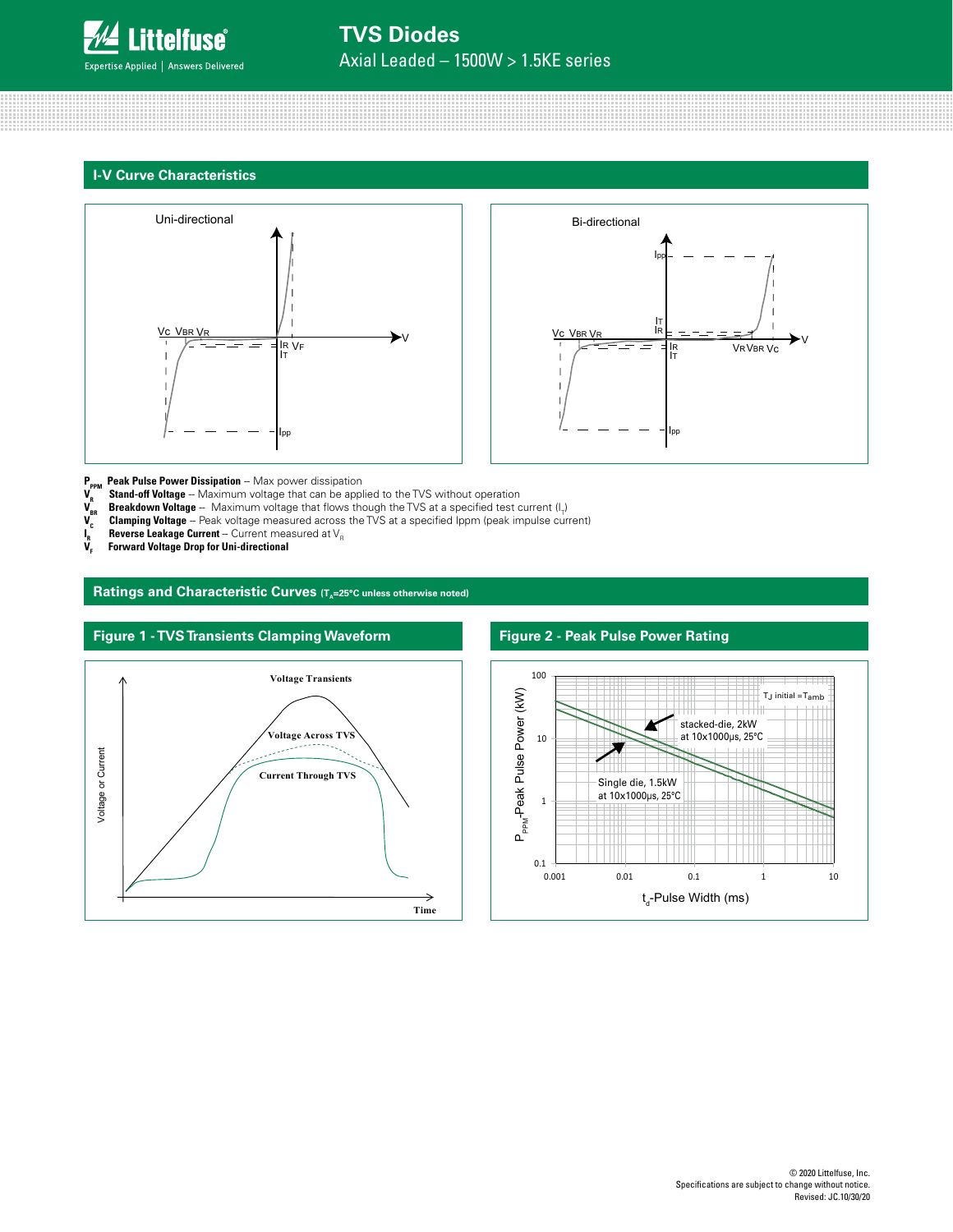## I-V Curve Characteristics

**$P_{PPM}$ Peak Pulse Power Dissipation** -- Max power dissipation
**$V_R$ Stand-off Voltage** -- Maximum voltage that can be applied to the TVS without operation
**$V_{BR}$ Breakdown Voltage** -- Maximum voltage that flows though the TVS at a specified test current ($I_T$)
**$V_C$ Clamping Voltage** -- Peak voltage measured across the TVS at a specified Ippm (peak impulse current)
**$I_R$ Reverse Leakage Current** -- Current measured at $V_R$
**$V_F$ Forward Voltage Drop for Uni-directional**

## Ratings and Characteristic Curves ($T_A$=25°C unless otherwise noted)

### Figure 1 - TVS Transients Clamping Waveform

### Figure 2 - Peak Pulse Power Rating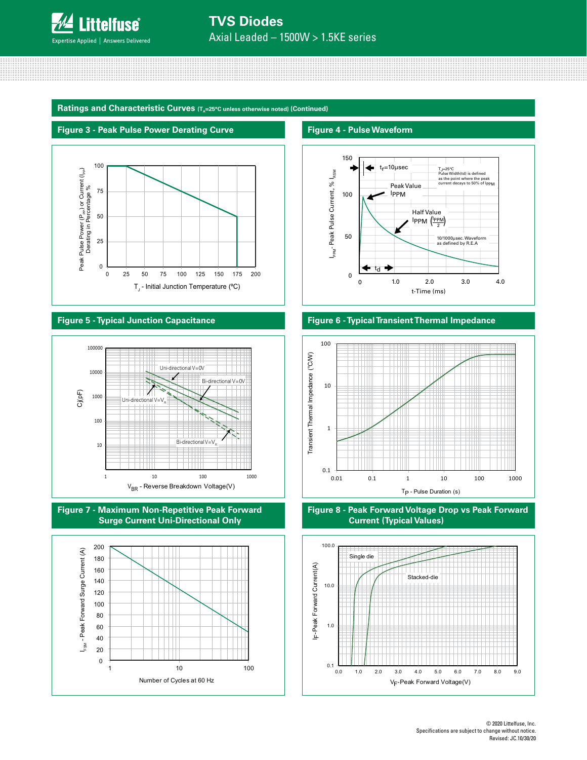## Ratings and Characteristic Curves ($T_A$=25°C unless otherwise noted) (Continued)

### Figure 3 - Peak Pulse Power Derating Curve

Peak Pulse Power ($P_{PP}$) or Current ($I_{PP}$) Derating in Percentage %

$T_J$ - Initial Junction Temperature (ºC)

### Figure 4 - Pulse Waveform

$t_r$=10µsec

$T_J$=25°C
Pulse Width(td) is defined as the point where the peak current decays to 50% of $I_{PPM}$

Peak Value $I_{PPM}$

Half Value $I_{PPM}$ ($\frac{I_{PPM}}{2}$)

10/1000µsec. Waveform as defined by R.E.A

$t_d$

$I_{PPM}$ - Peak Pulse Current, % $I_{RSM}$

t-Time (ms)

### Figure 5 - Typical Junction Capacitance

Uni-directional V=0V

Bi-directional V=0V

Uni-directional V=$V_R$

Bi-directional V=$V_R$

Cj(pF)

$V_{BR}$ - Reverse Breakdown Voltage(V)

### Figure 6 - Typical Transient Thermal Impedance

Transient Thermal Impedance (°C/W)

$T_P$ - Pulse Duration (s)

### Figure 7 - Maximum Non-Repetitive Peak Forward Surge Current Uni-Directional Only

$I_{FSM}$ - Peak Forward Surge Current (A)

Number of Cycles at 60 Hz

### Figure 8 - Peak Forward Voltage Drop vs Peak Forward Current (Typical Values)

Single die

Stacked-die

$I_F$-Peak Forward Current(A)

$V_F$-Peak Forward Voltage(V)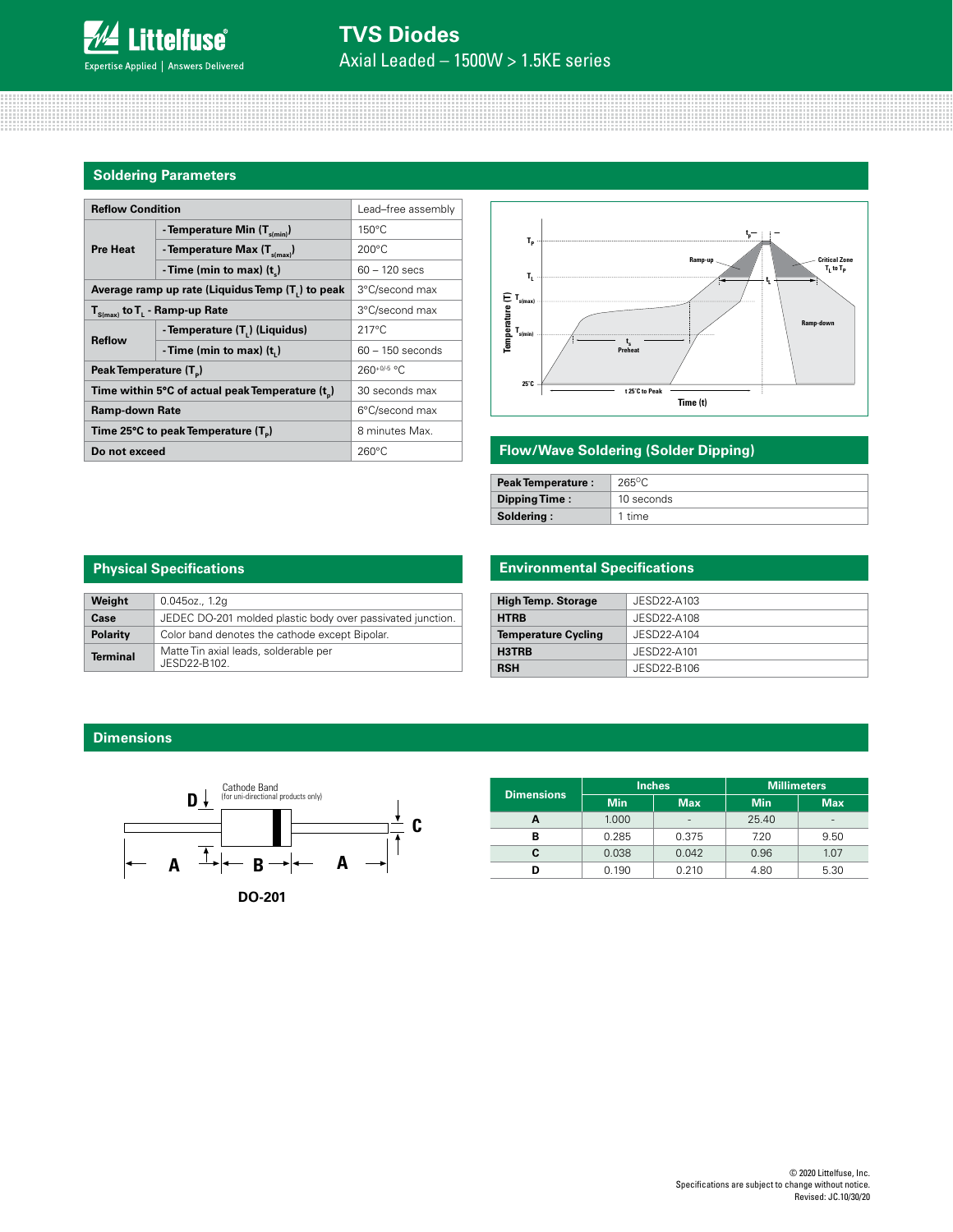## Soldering Parameters

| Reflow Condition | | Lead–free assembly |
|---|---|---|
| Pre Heat | - Temperature Min ($T_{s(min)}$) | 150°C |
| | - Temperature Max ($T_{s(max)}$) | 200°C |
| | - Time (min to max) ($t_s$) | 60 – 120 secs |
| Average ramp up rate (Liquidus Temp ($T_L$) to peak | | 3°C/second max |
| $T_{S(max)}$ to $T_L$ - Ramp-up Rate | | 3°C/second max |
| Reflow | - Temperature ($T_L$) (Liquidus) | 217°C |
| | - Time (min to max) ($t_L$) | 60 – 150 seconds |
| Peak Temperature ($T_P$) | | $260^{+0/-5}$ °C |
| Time within 5°C of actual peak Temperature ($t_p$) | | 30 seconds max |
| Ramp-down Rate | | 6°C/second max |
| Time 25°C to peak Temperature ($T_P$) | | 8 minutes Max. |
| Do not exceed | | 260°C |

## Flow/Wave Soldering (Solder Dipping)

| | |
|---|---|
| Peak Temperature : | 265°C |
| Dipping Time : | 10 seconds |
| Soldering : | 1 time |

## Physical Specifications

| | |
|---|---|
| Weight | 0.045oz., 1.2g |
| Case | JEDEC DO-201 molded plastic body over passivated junction. |
| Polarity | Color band denotes the cathode except Bipolar. |
| Terminal | Matte Tin axial leads, solderable per JESD22-B102. |

## Environmental Specifications

| | |
|---|---|
| High Temp. Storage | JESD22-A103 |
| HTRB | JESD22-A108 |
| Temperature Cycling | JESD22-A104 |
| H3TRB | JESD22-A101 |
| RSH | JESD22-B106 |

## Dimensions

Cathode Band (for uni-directional products only)

DO-201

| Dimensions | Inches | | Millimeters | |
|---|---|---|---|---|
| | Min | Max | Min | Max |
| A | 1.000 | - | 25.40 | - |
| B | 0.285 | 0.375 | 7.20 | 9.50 |
| C | 0.038 | 0.042 | 0.96 | 1.07 |
| D | 0.190 | 0.210 | 4.80 | 5.30 |

© 2020 Littelfuse, Inc.
Specifications are subject to change without notice.
Revised: JC.10/30/20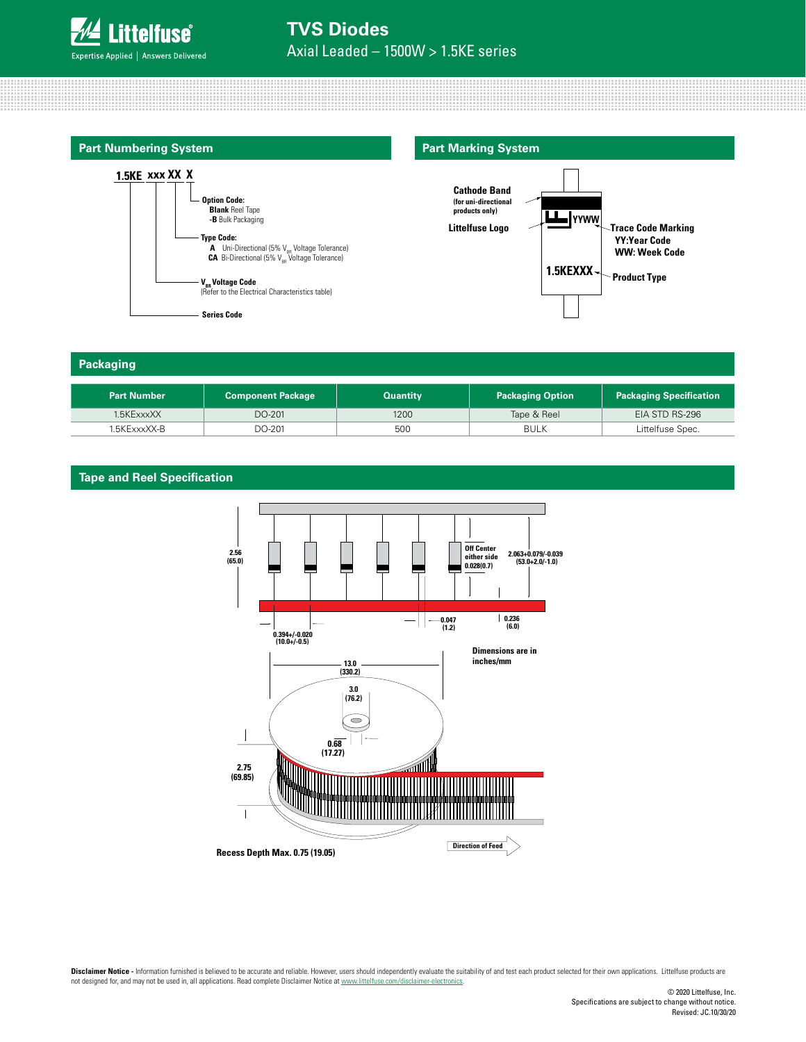## Part Numbering System

**1.5KE xxx XX X**

- **Option Code:**
  - **Blank** Reel Tape
  - **-B** Bulk Packaging
- **Type Code:**
  - **A** Uni-Directional (5% $V_{BR}$ Voltage Tolerance)
  - **CA** Bi-Directional (5% $V_{BR}$ Voltage Tolerance)
- **$V_{BR}$ Voltage Code** (Refer to the Electrical Characteristics table)
- **Series Code**

## Part Marking System

Cathode Band (for uni-directional products only)

Littelfuse Logo

YYWW

Trace Code Marking
YY:Year Code
WW: Week Code

1.5KEXXX

Product Type

## Packaging

| Part Number | Component Package | Quantity | Packaging Option | Packaging Specification |
|---|---|---|---|---|
| 1.5KExxxXX | DO-201 | 1200 | Tape & Reel | EIA STD RS-296 |
| 1.5KExxxXX-B | DO-201 | 500 | BULK | Littelfuse Spec. |

## Tape and Reel Specification

2.56 (65.0)

Off Center either side 0.028(0.7)

2.063+0.079/-0.039 (53.0+2.0/-1.0)

0.047 (1.2)

0.236 (6.0)

0.394+/-0.020 (10.0+/-0.5)

Dimensions are in inches/mm

13.0 (330.2)

3.0 (76.2)

0.68 (17.27)

2.75 (69.85)

Direction of Feed

Recess Depth Max. 0.75 (19.05)

**Disclaimer Notice -** Information furnished is believed to be accurate and reliable. However, users should independently evaluate the suitability of and test each product selected for their own applications. Littelfuse products are not designed for, and may not be used in, all applications. Read complete Disclaimer Notice at www.littelfuse.com/disclaimer-electronics.

© 2020 Littelfuse, Inc.
Specifications are subject to change without notice.
Revised: JC.10/30/20